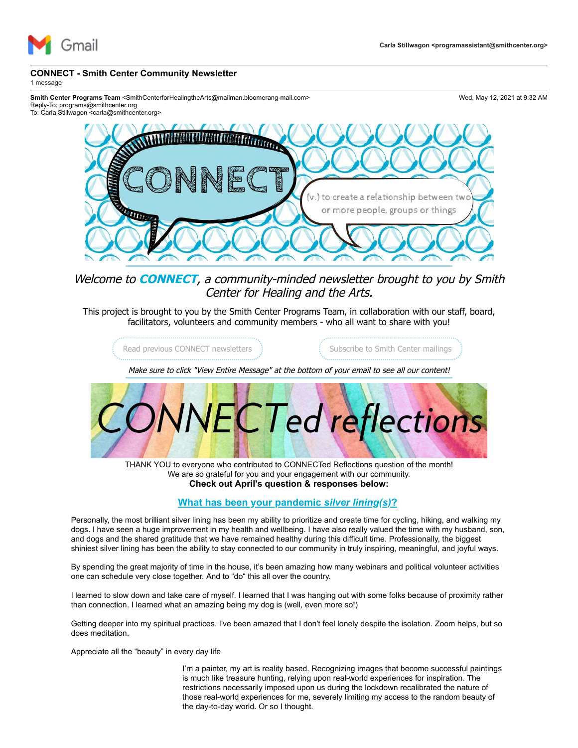Gmail

Carla Stillwagon <programassistant@smithcenter.org>

# CONNECT - Smith Center Community Newsletter

1 message

**Smith Center Programs Team** <SmithCenterforHealingtheArts@mailman.bloomerang-mail.com>
Reply-To: programs@smithcenter.org
To: Carla Stillwagon <carla@smithcenter.org>

Wed, May 12, 2021 at 9:32 AM

CONNECT

(v.) to create a relationship between two or more people, groups or things

*Welcome to **CONNECT**, a community-minded newsletter brought to you by Smith Center for Healing and the Arts.*

This project is brought to you by the Smith Center Programs Team, in collaboration with our staff, board, facilitators, volunteers and community members - who all want to share with you!

Read previous CONNECT newsletters

Subscribe to Smith Center mailings

*Make sure to click "View Entire Message" at the bottom of your email to see all our content!*

## CONNECTed reflections

THANK YOU to everyone who contributed to CONNECTed Reflections question of the month!
We are so grateful for you and your engagement with our community.
**Check out April's question & responses below:**

### What has been your pandemic *silver lining(s)*?

Personally, the most brilliant silver lining has been my ability to prioritize and create time for cycling, hiking, and walking my dogs. I have seen a huge improvement in my health and wellbeing. I have also really valued the time with my husband, son, and dogs and the shared gratitude that we have remained healthy during this difficult time. Professionally, the biggest shiniest silver lining has been the ability to stay connected to our community in truly inspiring, meaningful, and joyful ways.

By spending the great majority of time in the house, it's been amazing how many webinars and political volunteer activities one can schedule very close together. And to "do" this all over the country.

I learned to slow down and take care of myself. I learned that I was hanging out with some folks because of proximity rather than connection. I learned what an amazing being my dog is (well, even more so!)

Getting deeper into my spiritual practices. I've been amazed that I don't feel lonely despite the isolation. Zoom helps, but so does meditation.

Appreciate all the "beauty" in every day life

I'm a painter, my art is reality based. Recognizing images that become successful paintings is much like treasure hunting, relying upon real-world experiences for inspiration. The restrictions necessarily imposed upon us during the lockdown recalibrated the nature of those real-world experiences for me, severely limiting my access to the random beauty of the day-to-day world. Or so I thought.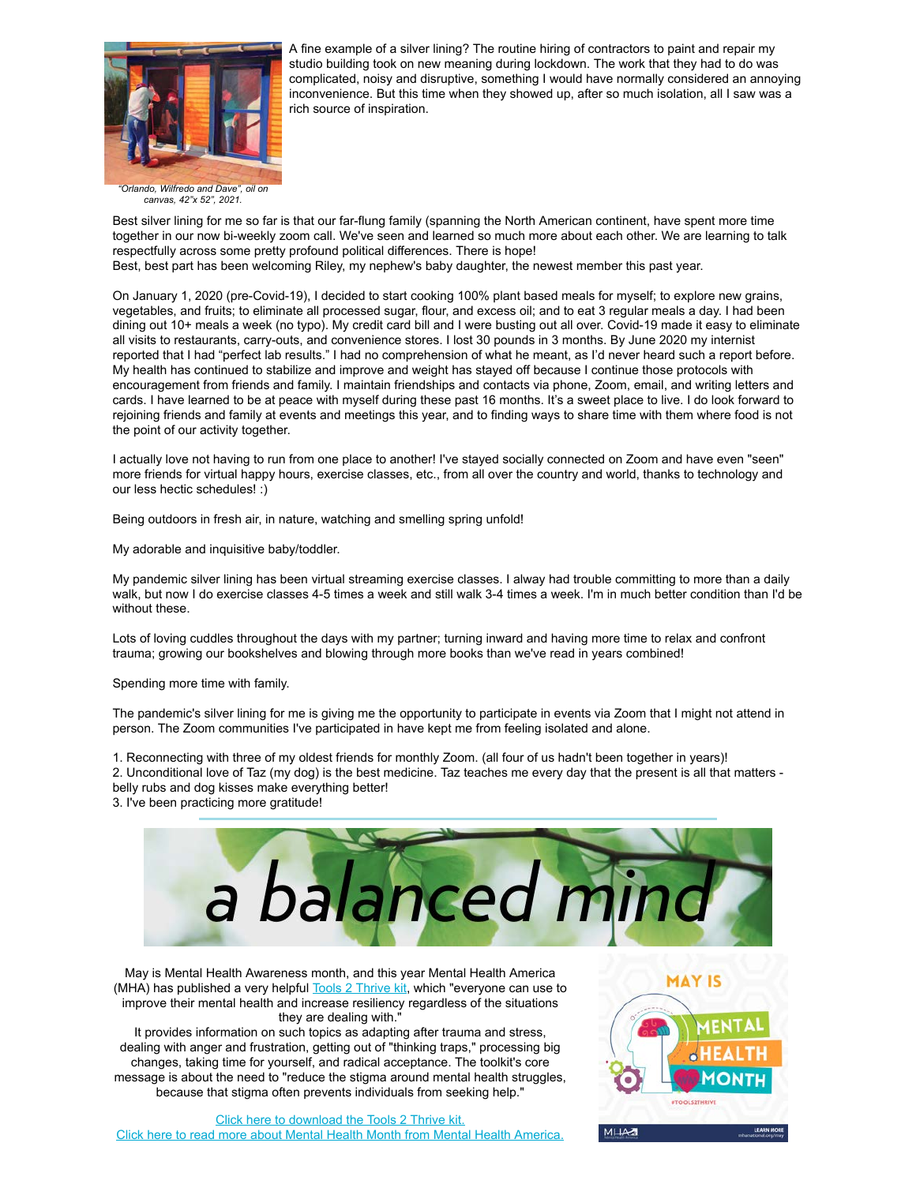A fine example of a silver lining? The routine hiring of contractors to paint and repair my studio building took on new meaning during lockdown. The work that they had to do was complicated, noisy and disruptive, something I would have normally considered an annoying inconvenience. But this time when they showed up, after so much isolation, all I saw was a rich source of inspiration.

*"Orlando, Wilfredo and Dave", oil on canvas, 42"x 52", 2021.*

Best silver lining for me so far is that our far-flung family (spanning the North American continent, have spent more time together in our now bi-weekly zoom call. We've seen and learned so much more about each other. We are learning to talk respectfully across some pretty profound political differences. There is hope!
Best, best part has been welcoming Riley, my nephew's baby daughter, the newest member this past year.

On January 1, 2020 (pre-Covid-19), I decided to start cooking 100% plant based meals for myself; to explore new grains, vegetables, and fruits; to eliminate all processed sugar, flour, and excess oil; and to eat 3 regular meals a day. I had been dining out 10+ meals a week (no typo). My credit card bill and I were busting out all over. Covid-19 made it easy to eliminate all visits to restaurants, carry-outs, and convenience stores. I lost 30 pounds in 3 months. By June 2020 my internist reported that I had "perfect lab results." I had no comprehension of what he meant, as I'd never heard such a report before. My health has continued to stabilize and improve and weight has stayed off because I continue those protocols with encouragement from friends and family. I maintain friendships and contacts via phone, Zoom, email, and writing letters and cards. I have learned to be at peace with myself during these past 16 months. It's a sweet place to live. I do look forward to rejoining friends and family at events and meetings this year, and to finding ways to share time with them where food is not the point of our activity together.

I actually love not having to run from one place to another! I've stayed socially connected on Zoom and have even "seen" more friends for virtual happy hours, exercise classes, etc., from all over the country and world, thanks to technology and our less hectic schedules! :)

Being outdoors in fresh air, in nature, watching and smelling spring unfold!

My adorable and inquisitive baby/toddler.

My pandemic silver lining has been virtual streaming exercise classes. I alway had trouble committing to more than a daily walk, but now I do exercise classes 4-5 times a week and still walk 3-4 times a week. I'm in much better condition than I'd be without these.

Lots of loving cuddles throughout the days with my partner; turning inward and having more time to relax and confront trauma; growing our bookshelves and blowing through more books than we've read in years combined!

Spending more time with family.

The pandemic's silver lining for me is giving me the opportunity to participate in events via Zoom that I might not attend in person. The Zoom communities I've participated in have kept me from feeling isolated and alone.

1. Reconnecting with three of my oldest friends for monthly Zoom. (all four of us hadn't been together in years)!
2. Unconditional love of Taz (my dog) is the best medicine. Taz teaches me every day that the present is all that matters - belly rubs and dog kisses make everything better!
3. I've been practicing more gratitude!

# a balanced mind

May is Mental Health Awareness month, and this year Mental Health America (MHA) has published a very helpful Tools 2 Thrive kit, which "everyone can use to improve their mental health and increase resiliency regardless of the situations they are dealing with."
It provides information on such topics as adapting after trauma and stress, dealing with anger and frustration, getting out of "thinking traps," processing big changes, taking time for yourself, and radical acceptance. The toolkit's core message is about the need to "reduce the stigma around mental health struggles, because that stigma often prevents individuals from seeking help."

Click here to download the Tools 2 Thrive kit.
Click here to read more about Mental Health Month from Mental Health America.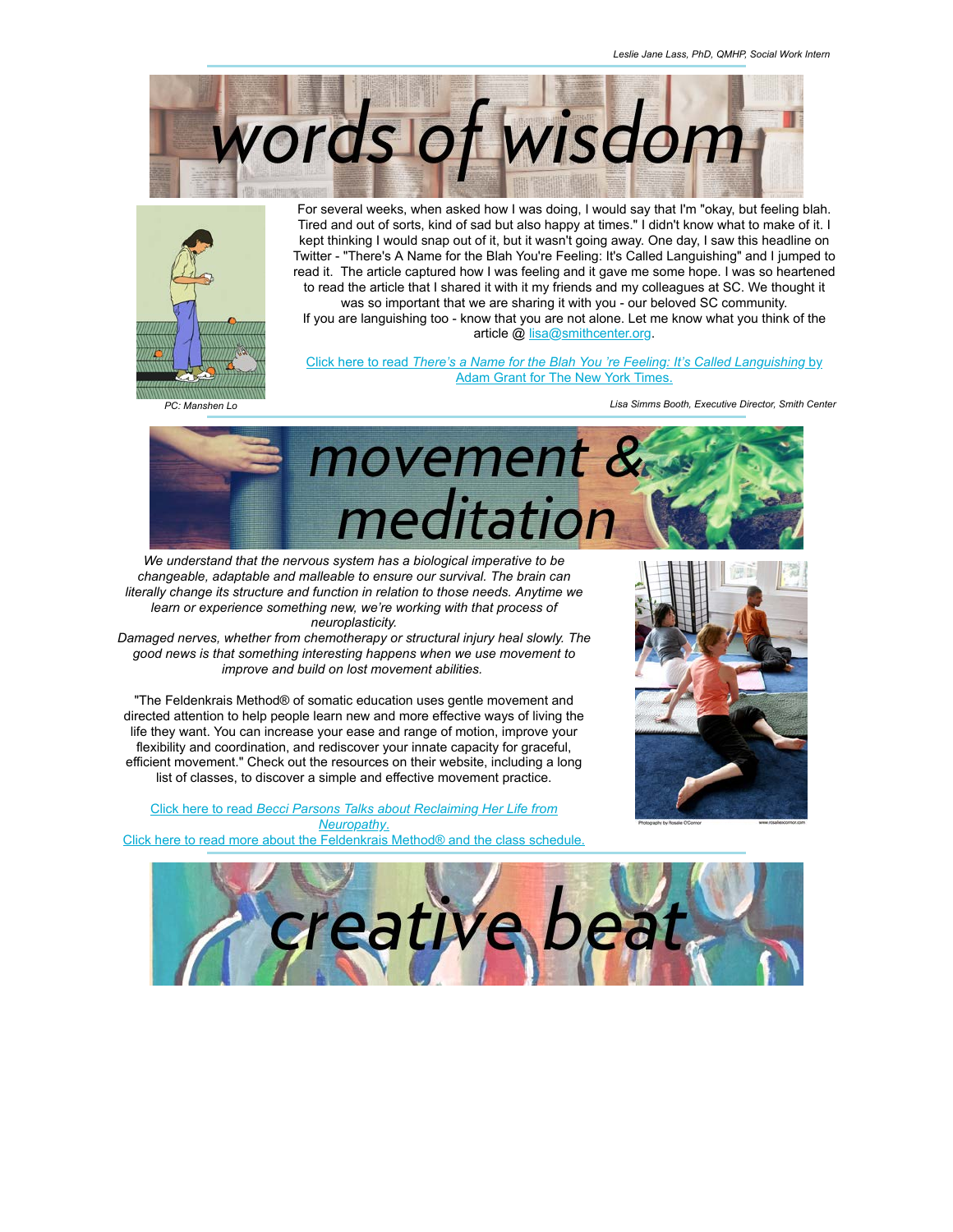Leslie Jane Lass, PhD, QMHP, Social Work Intern

# words of wisdom

For several weeks, when asked how I was doing, I would say that I'm "okay, but feeling blah. Tired and out of sorts, kind of sad but also happy at times." I didn't know what to make of it. I kept thinking I would snap out of it, but it wasn't going away. One day, I saw this headline on Twitter - "There's A Name for the Blah You're Feeling: It's Called Languishing" and I jumped to read it. The article captured how I was feeling and it gave me some hope. I was so heartened to read the article that I shared it with it my friends and my colleagues at SC. We thought it was so important that we are sharing it with you - our beloved SC community.
If you are languishing too - know that you are not alone. Let me know what you think of the article @ lisa@smithcenter.org.

Click here to read *There's a Name for the Blah You 're Feeling: It's Called Languishing* by Adam Grant for The New York Times.

*PC: Manshen Lo*

*Lisa Simms Booth, Executive Director, Smith Center*

# movement & meditation

*We understand that the nervous system has a biological imperative to be changeable, adaptable and malleable to ensure our survival. The brain can literally change its structure and function in relation to those needs. Anytime we learn or experience something new, we're working with that process of neuroplasticity.*
*Damaged nerves, whether from chemotherapy or structural injury heal slowly. The good news is that something interesting happens when we use movement to improve and build on lost movement abilities.*

"The Feldenkrais Method® of somatic education uses gentle movement and directed attention to help people learn new and more effective ways of living the life they want. You can increase your ease and range of motion, improve your flexibility and coordination, and rediscover your innate capacity for graceful, efficient movement." Check out the resources on their website, including a long list of classes, to discover a simple and effective movement practice.

Click here to read *Becci Parsons Talks about Reclaiming Her Life from Neuropathy*.
Click here to read more about the Feldenkrais Method® and the class schedule.

Photography by Rosalie O'Connor www.rosalieoconnor.com

# creative beat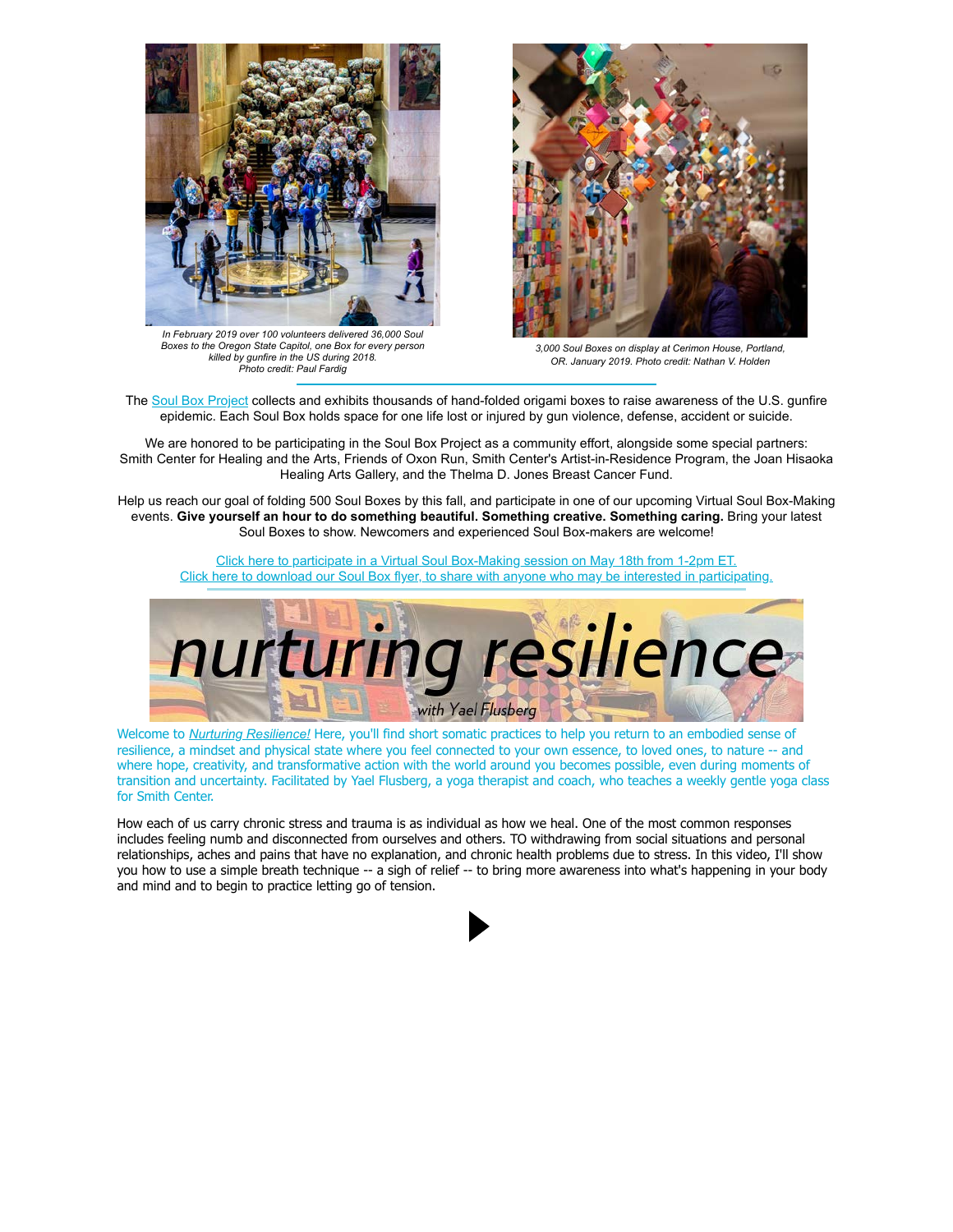*In February 2019 over 100 volunteers delivered 36,000 Soul Boxes to the Oregon State Capitol, one Box for every person killed by gunfire in the US during 2018. Photo credit: Paul Fardig*

*3,000 Soul Boxes on display at Cerimon House, Portland, OR. January 2019. Photo credit: Nathan V. Holden*

---

The Soul Box Project collects and exhibits thousands of hand-folded origami boxes to raise awareness of the U.S. gunfire epidemic. Each Soul Box holds space for one life lost or injured by gun violence, defense, accident or suicide.

We are honored to be participating in the Soul Box Project as a community effort, alongside some special partners: Smith Center for Healing and the Arts, Friends of Oxon Run, Smith Center's Artist-in-Residence Program, the Joan Hisaoka Healing Arts Gallery, and the Thelma D. Jones Breast Cancer Fund.

Help us reach our goal of folding 500 Soul Boxes by this fall, and participate in one of our upcoming Virtual Soul Box-Making events. **Give yourself an hour to do something beautiful. Something creative. Something caring.** Bring your latest Soul Boxes to show. Newcomers and experienced Soul Box-makers are welcome!

Click here to participate in a Virtual Soul Box-Making session on May 18th from 1-2pm ET.
Click here to download our Soul Box flyer, to share with anyone who may be interested in participating.

---

# nurturing resilience

*with Yael Flusberg*

Welcome to *Nurturing Resilience!* Here, you'll find short somatic practices to help you return to an embodied sense of resilience, a mindset and physical state where you feel connected to your own essence, to loved ones, to nature -- and where hope, creativity, and transformative action with the world around you becomes possible, even during moments of transition and uncertainty. Facilitated by Yael Flusberg, a yoga therapist and coach, who teaches a weekly gentle yoga class for Smith Center.

How each of us carry chronic stress and trauma is as individual as how we heal. One of the most common responses includes feeling numb and disconnected from ourselves and others. TO withdrawing from social situations and personal relationships, aches and pains that have no explanation, and chronic health problems due to stress. In this video, I'll show you how to use a simple breath technique -- a sigh of relief -- to bring more awareness into what's happening in your body and mind and to begin to practice letting go of tension.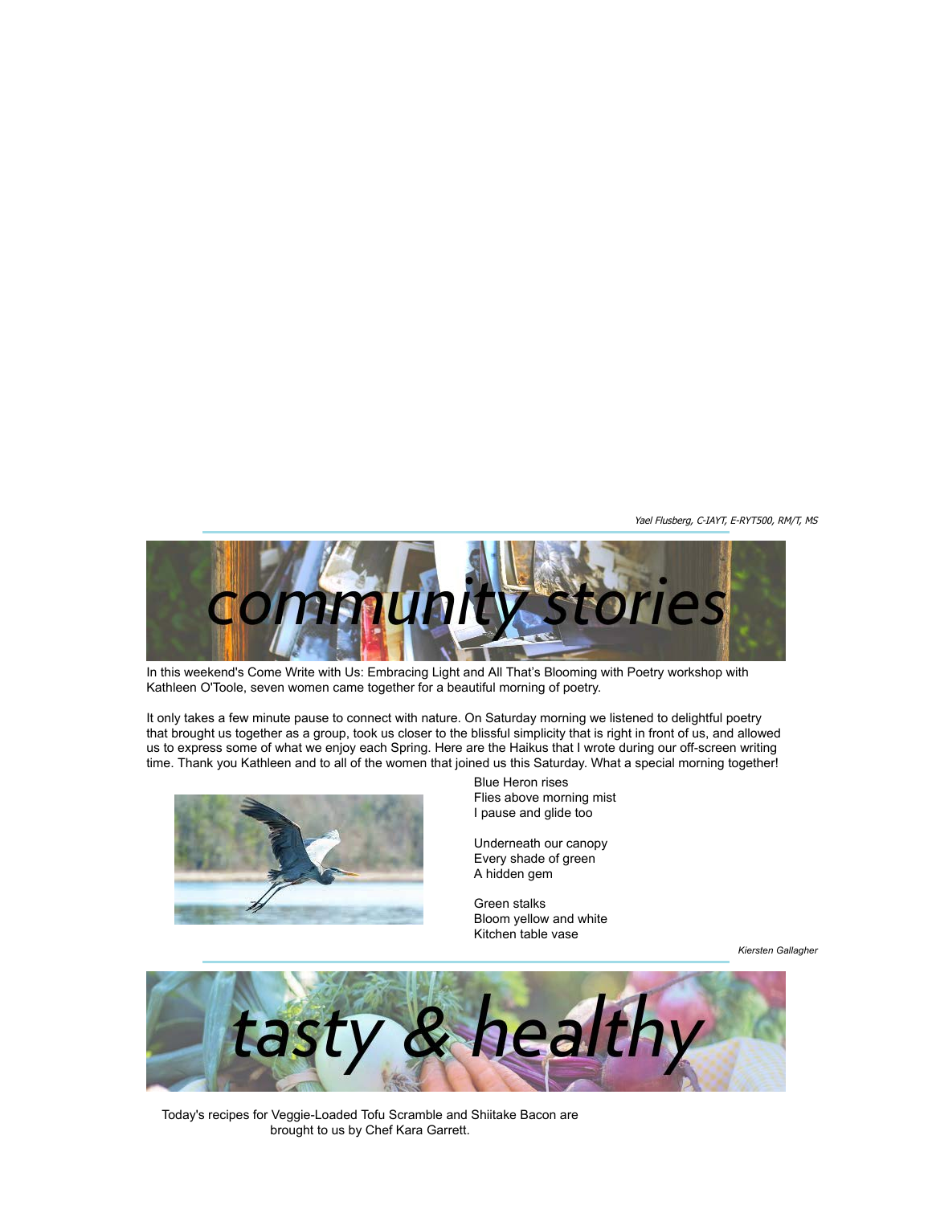*Yael Flusberg, C-IAYT, E-RYT500, RM/T, MS*

## community stories

In this weekend's Come Write with Us: Embracing Light and All That's Blooming with Poetry workshop with Kathleen O'Toole, seven women came together for a beautiful morning of poetry.

It only takes a few minute pause to connect with nature. On Saturday morning we listened to delightful poetry that brought us together as a group, took us closer to the blissful simplicity that is right in front of us, and allowed us to express some of what we enjoy each Spring. Here are the Haikus that I wrote during our off-screen writing time. Thank you Kathleen and to all of the women that joined us this Saturday. What a special morning together!

Blue Heron rises
Flies above morning mist
I pause and glide too

Underneath our canopy
Every shade of green
A hidden gem

Green stalks
Bloom yellow and white
Kitchen table vase

*Kiersten Gallagher*

## tasty & healthy

Today's recipes for Veggie-Loaded Tofu Scramble and Shiitake Bacon are brought to us by Chef Kara Garrett.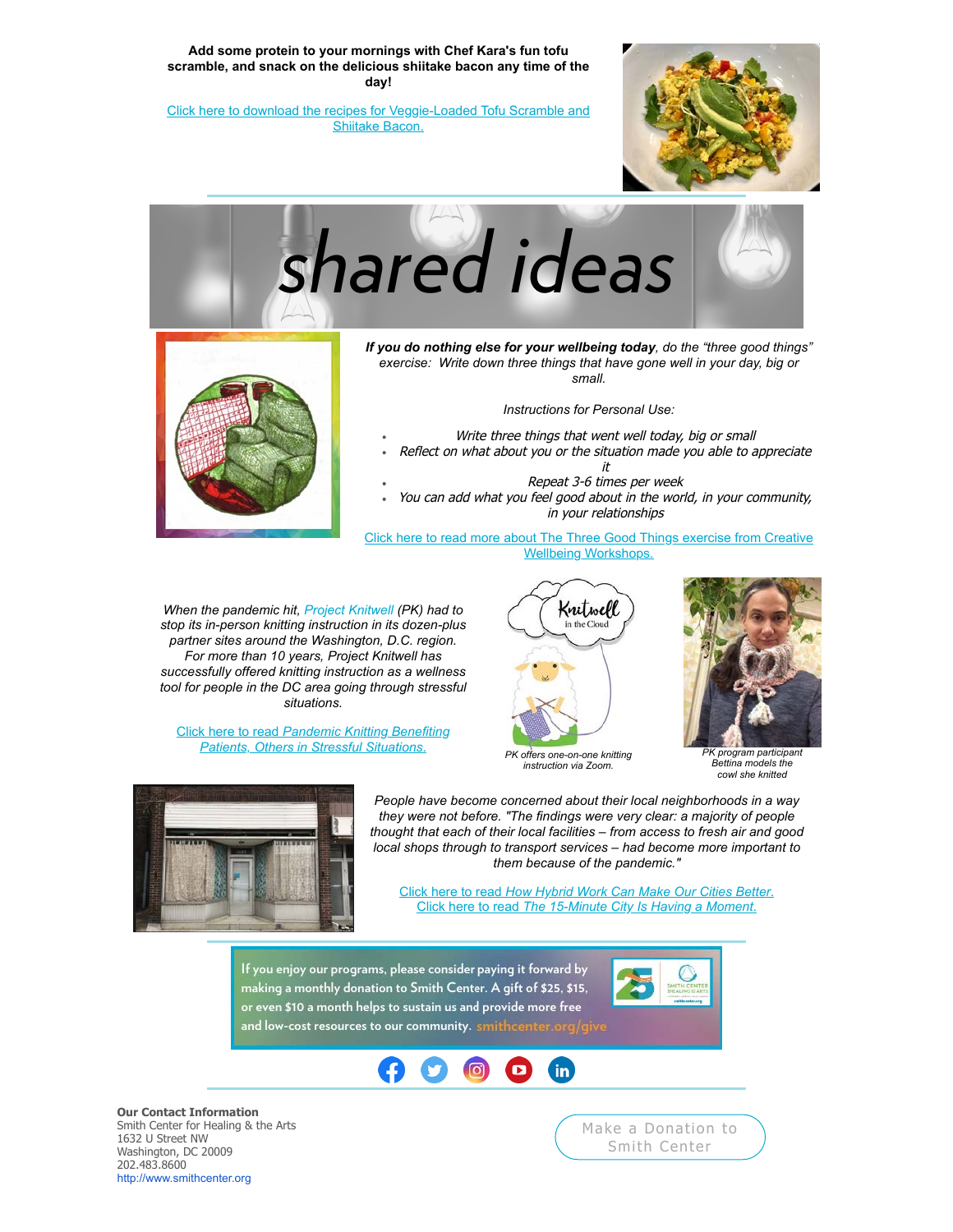**Add some protein to your mornings with Chef Kara's fun tofu scramble, and snack on the delicious shiitake bacon any time of the day!**

Click here to download the recipes for Veggie-Loaded Tofu Scramble and Shiitake Bacon.

# shared ideas

***If you do nothing else for your wellbeing today***, *do the "three good things" exercise: Write down three things that have gone well in your day, big or small.*

*Instructions for Personal Use:*

- *Write three things that went well today, big or small*
- *Reflect on what about you or the situation made you able to appreciate it*
- *Repeat 3-6 times per week*
- *You can add what you feel good about in the world, in your community, in your relationships*

Click here to read more about The Three Good Things exercise from Creative Wellbeing Workshops.

*When the pandemic hit, Project Knitwell (PK) had to stop its in-person knitting instruction in its dozen-plus partner sites around the Washington, D.C. region. For more than 10 years, Project Knitwell has successfully offered knitting instruction as a wellness tool for people in the DC area going through stressful situations.*

Click here to read *Pandemic Knitting Benefiting Patients, Others in Stressful Situations.*

*PK offers one-on-one knitting instruction via Zoom.*

*PK program participant Bettina models the cowl she knitted*

*People have become concerned about their local neighborhoods in a way they were not before. "The findings were very clear: a majority of people thought that each of their local facilities – from access to fresh air and good local shops through to transport services – had become more important to them because of the pandemic."*

Click here to read *How Hybrid Work Can Make Our Cities Better.*
Click here to read *The 15-Minute City Is Having a Moment.*

If you enjoy our programs, please consider paying it forward by making a monthly donation to Smith Center. A gift of $25, $15, or even $10 a month helps to sustain us and provide more free and low-cost resources to our community. smithcenter.org/give

**Our Contact Information**
Smith Center for Healing & the Arts
1632 U Street NW
Washington, DC 20009
202.483.8600
http://www.smithcenter.org

Make a Donation to Smith Center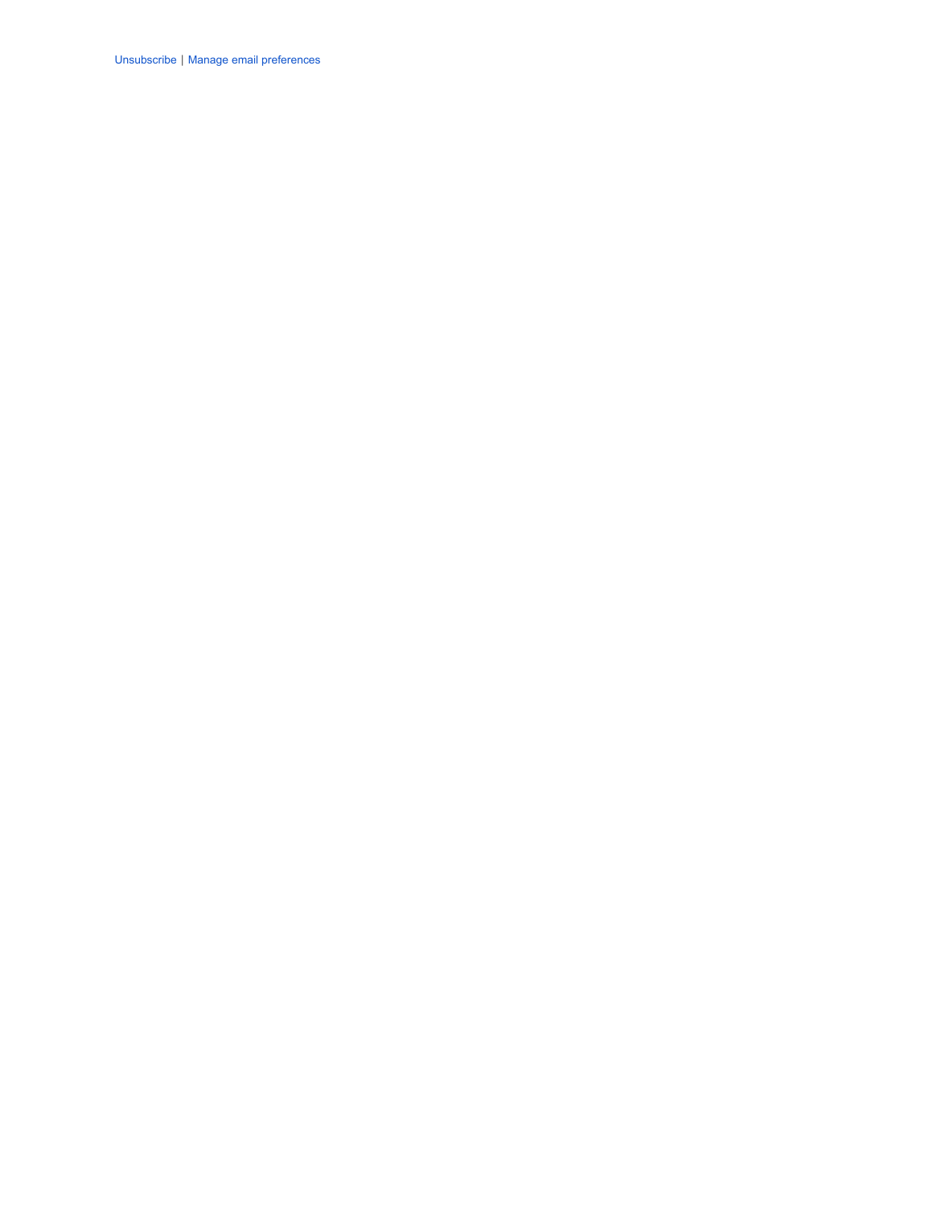Unsubscribe | Manage email preferences